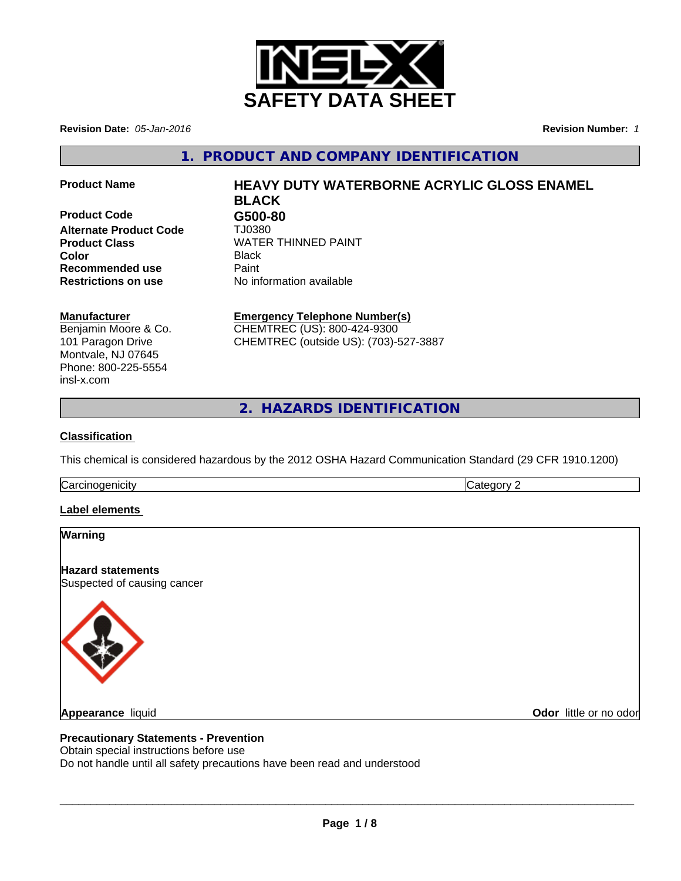# SAFETY DATA SHEET

**Revision Date:** *05-Jan-2016*

**Revision Number:** *1*

## 1. PRODUCT AND COMPANY IDENTIFICATION

| | |
|---|---|
| **Product Name** | **HEAVY DUTY WATERBORNE ACRYLIC GLOSS ENAMEL BLACK** |
| **Product Code** | **G500-80** |
| **Alternate Product Code** | TJ0380 |
| **Product Class** | WATER THINNED PAINT |
| **Color** | Black |
| **Recommended use** | Paint |
| **Restrictions on use** | No information available |

**Manufacturer**
Benjamin Moore & Co.
101 Paragon Drive
Montvale, NJ 07645
Phone: 800-225-5554
insl-x.com

**Emergency Telephone Number(s)**
CHEMTREC (US): 800-424-9300
CHEMTREC (outside US): (703)-527-3887

## 2. HAZARDS IDENTIFICATION

**Classification**

This chemical is considered hazardous by the 2012 OSHA Hazard Communication Standard (29 CFR 1910.1200)

| Carcinogenicity | Category 2 |
|---|---|

**Label elements**

**Warning**

**Hazard statements**
Suspected of causing cancer

**Appearance** liquid

**Odor** little or no odor

**Precautionary Statements - Prevention**
Obtain special instructions before use
Do not handle until all safety precautions have been read and understood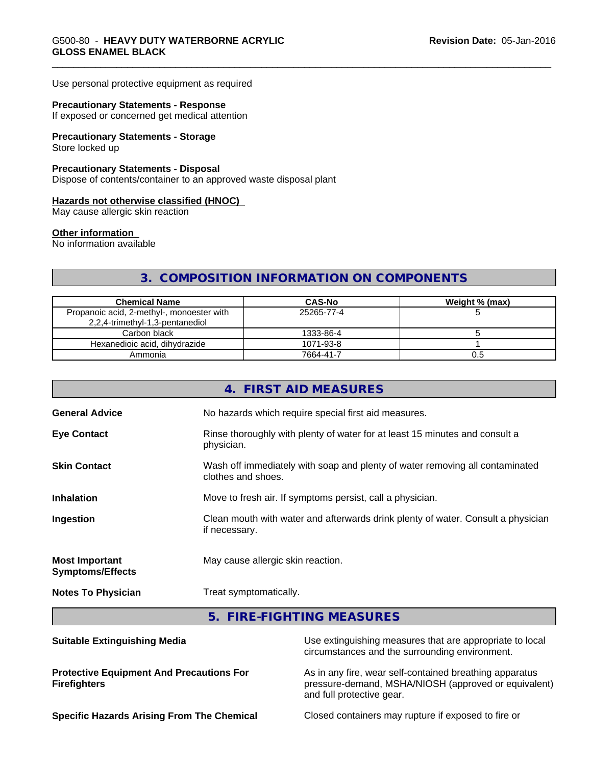Use personal protective equipment as required

**Precautionary Statements - Response**
If exposed or concerned get medical attention

**Precautionary Statements - Storage**
Store locked up

**Precautionary Statements - Disposal**
Dispose of contents/container to an approved waste disposal plant

**Hazards not otherwise classified (HNOC)**
May cause allergic skin reaction

**Other information**
No information available

## 3. COMPOSITION INFORMATION ON COMPONENTS

| Chemical Name | CAS-No | Weight % (max) |
|---|---|---|
| Propanoic acid, 2-methyl-, monoester with 2,2,4-trimethyl-1,3-pentanediol | 25265-77-4 | 5 |
| Carbon black | 1333-86-4 | 5 |
| Hexanedioic acid, dihydrazide | 1071-93-8 | 1 |
| Ammonia | 7664-41-7 | 0.5 |

## 4. FIRST AID MEASURES

**General Advice**
No hazards which require special first aid measures.

**Eye Contact**
Rinse thoroughly with plenty of water for at least 15 minutes and consult a physician.

**Skin Contact**
Wash off immediately with soap and plenty of water removing all contaminated clothes and shoes.

**Inhalation**
Move to fresh air. If symptoms persist, call a physician.

**Ingestion**
Clean mouth with water and afterwards drink plenty of water. Consult a physician if necessary.

**Most Important Symptoms/Effects**
May cause allergic skin reaction.

**Notes To Physician**
Treat symptomatically.

## 5. FIRE-FIGHTING MEASURES

**Suitable Extinguishing Media**
Use extinguishing measures that are appropriate to local circumstances and the surrounding environment.

**Protective Equipment And Precautions For Firefighters**
As in any fire, wear self-contained breathing apparatus pressure-demand, MSHA/NIOSH (approved or equivalent) and full protective gear.

**Specific Hazards Arising From The Chemical**
Closed containers may rupture if exposed to fire or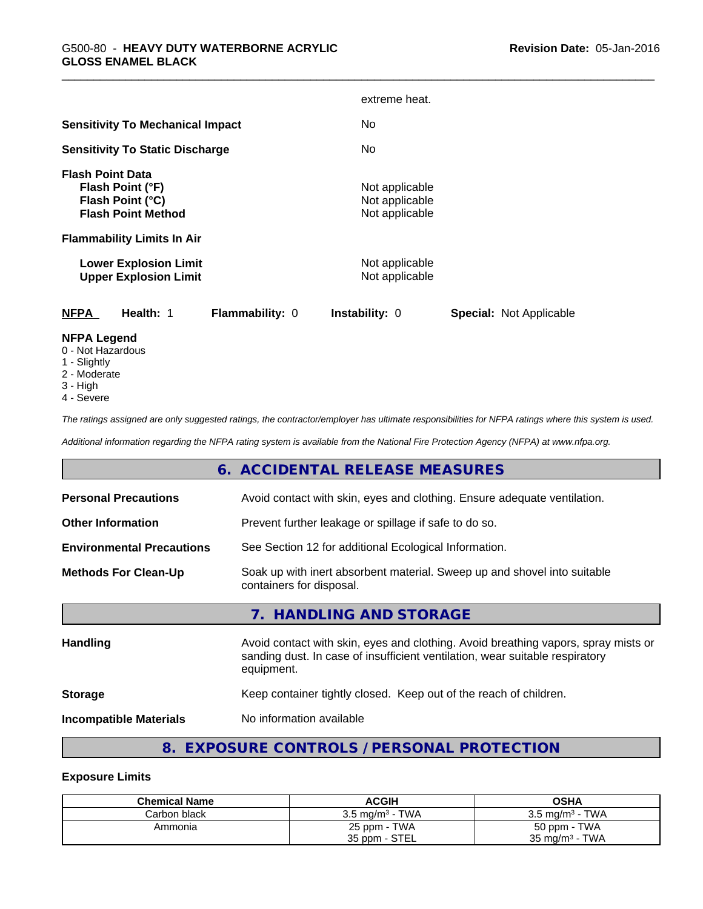extreme heat.

**Sensitivity To Mechanical Impact** No

**Sensitivity To Static Discharge** No

**Flash Point Data**
**Flash Point (°F)** Not applicable
**Flash Point (°C)** Not applicable
**Flash Point Method** Not applicable

**Flammability Limits In Air**

**Lower Explosion Limit** Not applicable
**Upper Explosion Limit** Not applicable

**NFPA** **Health:** 1 **Flammability:** 0 **Instability:** 0 **Special:** Not Applicable

**NFPA Legend**
0 - Not Hazardous
1 - Slightly
2 - Moderate
3 - High
4 - Severe

*The ratings assigned are only suggested ratings, the contractor/employer has ultimate responsibilities for NFPA ratings where this system is used.*

*Additional information regarding the NFPA rating system is available from the National Fire Protection Agency (NFPA) at www.nfpa.org.*

## 6. ACCIDENTAL RELEASE MEASURES

**Personal Precautions** Avoid contact with skin, eyes and clothing. Ensure adequate ventilation.

**Other Information** Prevent further leakage or spillage if safe to do so.

**Environmental Precautions** See Section 12 for additional Ecological Information.

**Methods For Clean-Up** Soak up with inert absorbent material. Sweep up and shovel into suitable containers for disposal.

## 7. HANDLING AND STORAGE

**Handling** Avoid contact with skin, eyes and clothing. Avoid breathing vapors, spray mists or sanding dust. In case of insufficient ventilation, wear suitable respiratory equipment.

**Storage** Keep container tightly closed. Keep out of the reach of children.

**Incompatible Materials** No information available

## 8. EXPOSURE CONTROLS / PERSONAL PROTECTION

**Exposure Limits**

| Chemical Name | ACGIH | OSHA |
|---|---|---|
| Carbon black | 3.5 mg/m³ - TWA | 3.5 mg/m³ - TWA |
| Ammonia | 25 ppm - TWA<br>35 ppm - STEL | 50 ppm - TWA<br>35 mg/m³ - TWA |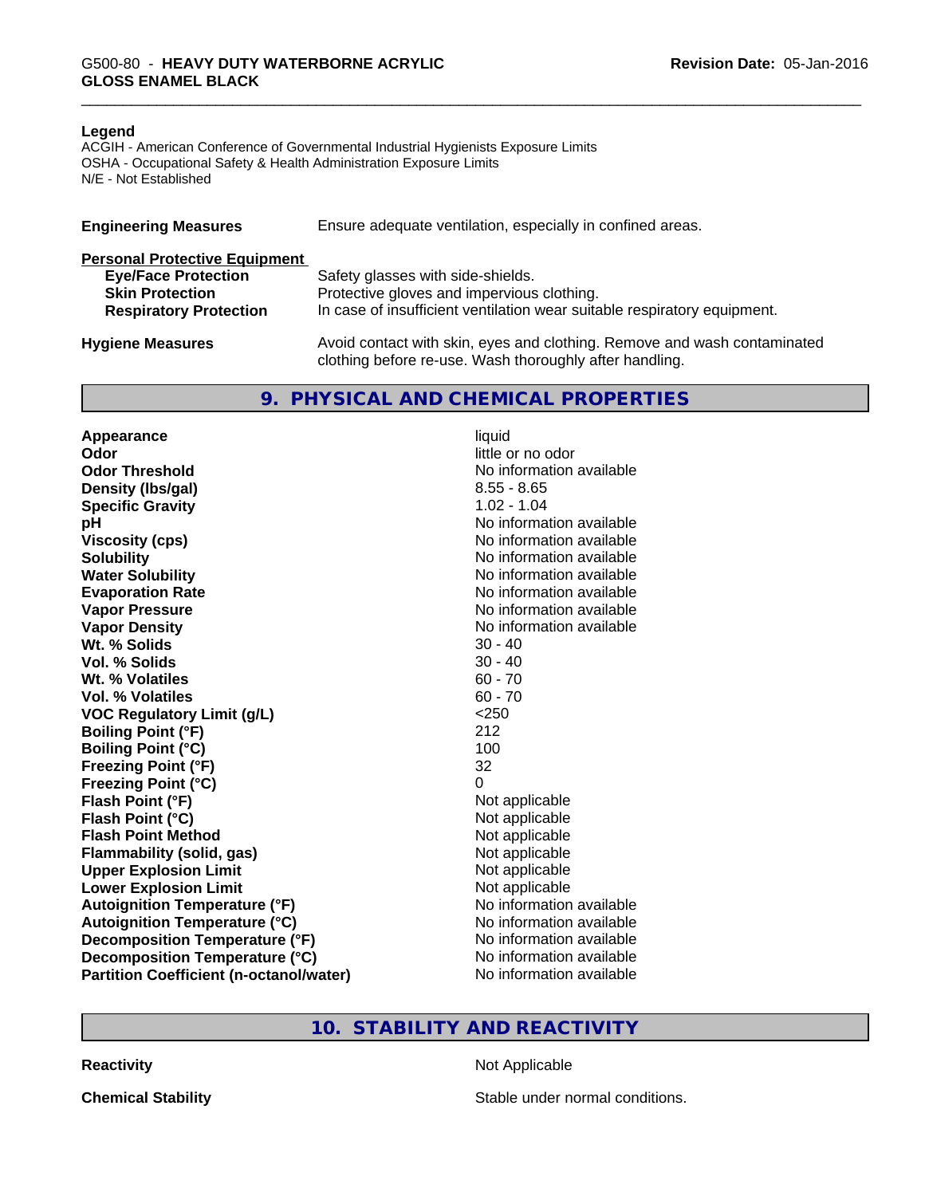### Legend

ACGIH - American Conference of Governmental Industrial Hygienists Exposure Limits
OSHA - Occupational Safety & Health Administration Exposure Limits
N/E - Not Established

**Engineering Measures** Ensure adequate ventilation, especially in confined areas.

**Personal Protective Equipment**

| | |
|---|---|
| **Eye/Face Protection** | Safety glasses with side-shields. |
| **Skin Protection** | Protective gloves and impervious clothing. |
| **Respiratory Protection** | In case of insufficient ventilation wear suitable respiratory equipment. |

**Hygiene Measures** Avoid contact with skin, eyes and clothing. Remove and wash contaminated clothing before re-use. Wash thoroughly after handling.

## 9. PHYSICAL AND CHEMICAL PROPERTIES

| | |
|---|---|
| **Appearance** | liquid |
| **Odor** | little or no odor |
| **Odor Threshold** | No information available |
| **Density (lbs/gal)** | 8.55 - 8.65 |
| **Specific Gravity** | 1.02 - 1.04 |
| **pH** | No information available |
| **Viscosity (cps)** | No information available |
| **Solubility** | No information available |
| **Water Solubility** | No information available |
| **Evaporation Rate** | No information available |
| **Vapor Pressure** | No information available |
| **Vapor Density** | No information available |
| **Wt. % Solids** | 30 - 40 |
| **Vol. % Solids** | 30 - 40 |
| **Wt. % Volatiles** | 60 - 70 |
| **Vol. % Volatiles** | 60 - 70 |
| **VOC Regulatory Limit (g/L)** | <250 |
| **Boiling Point (°F)** | 212 |
| **Boiling Point (°C)** | 100 |
| **Freezing Point (°F)** | 32 |
| **Freezing Point (°C)** | 0 |
| **Flash Point (°F)** | Not applicable |
| **Flash Point (°C)** | Not applicable |
| **Flash Point Method** | Not applicable |
| **Flammability (solid, gas)** | Not applicable |
| **Upper Explosion Limit** | Not applicable |
| **Lower Explosion Limit** | Not applicable |
| **Autoignition Temperature (°F)** | No information available |
| **Autoignition Temperature (°C)** | No information available |
| **Decomposition Temperature (°F)** | No information available |
| **Decomposition Temperature (°C)** | No information available |
| **Partition Coefficient (n-octanol/water)** | No information available |

## 10. STABILITY AND REACTIVITY

| | |
|---|---|
| **Reactivity** | Not Applicable |
| **Chemical Stability** | Stable under normal conditions. |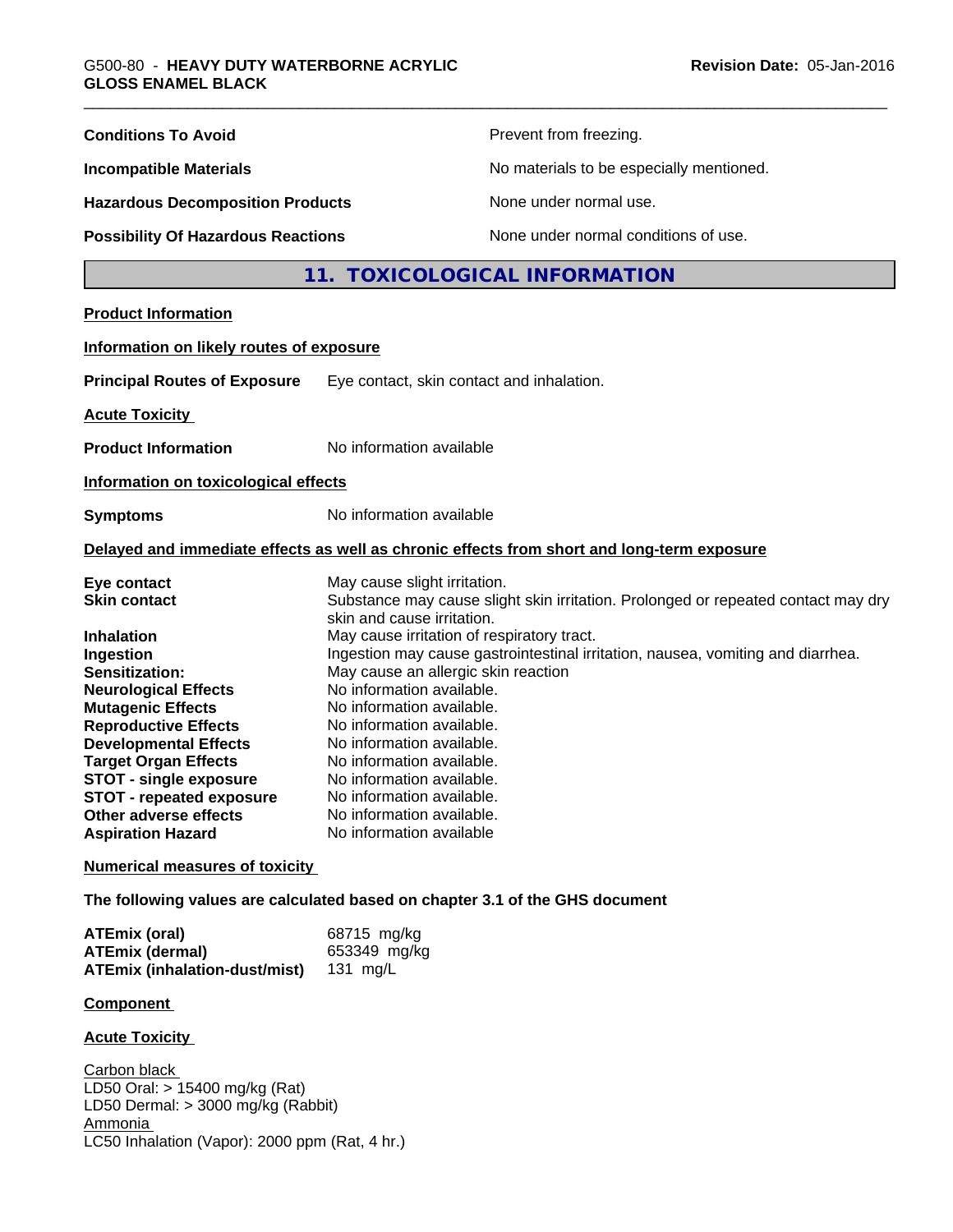| | |
|---|---|
| **Conditions To Avoid** | Prevent from freezing. |
| **Incompatible Materials** | No materials to be especially mentioned. |
| **Hazardous Decomposition Products** | None under normal use. |
| **Possibility Of Hazardous Reactions** | None under normal conditions of use. |

## 11. TOXICOLOGICAL INFORMATION

**Product Information**

**Information on likely routes of exposure**

**Principal Routes of Exposure** Eye contact, skin contact and inhalation.

**Acute Toxicity**

**Product Information** No information available

**Information on toxicological effects**

**Symptoms** No information available

**Delayed and immediate effects as well as chronic effects from short and long-term exposure**

| | |
|---|---|
| **Eye contact** | May cause slight irritation. |
| **Skin contact** | Substance may cause slight skin irritation. Prolonged or repeated contact may dry skin and cause irritation. |
| **Inhalation** | May cause irritation of respiratory tract. |
| **Ingestion** | Ingestion may cause gastrointestinal irritation, nausea, vomiting and diarrhea. |
| **Sensitization:** | May cause an allergic skin reaction |
| **Neurological Effects** | No information available. |
| **Mutagenic Effects** | No information available. |
| **Reproductive Effects** | No information available. |
| **Developmental Effects** | No information available. |
| **Target Organ Effects** | No information available. |
| **STOT - single exposure** | No information available. |
| **STOT - repeated exposure** | No information available. |
| **Other adverse effects** | No information available. |
| **Aspiration Hazard** | No information available |

**Numerical measures of toxicity**

**The following values are calculated based on chapter 3.1 of the GHS document**

| | |
|---|---|
| **ATEmix (oral)** | 68715 mg/kg |
| **ATEmix (dermal)** | 653349 mg/kg |
| **ATEmix (inhalation-dust/mist)** | 131 mg/L |

**Component**

**Acute Toxicity**

Carbon black
LD50 Oral: > 15400 mg/kg (Rat)
LD50 Dermal: > 3000 mg/kg (Rabbit)
Ammonia
LC50 Inhalation (Vapor): 2000 ppm (Rat, 4 hr.)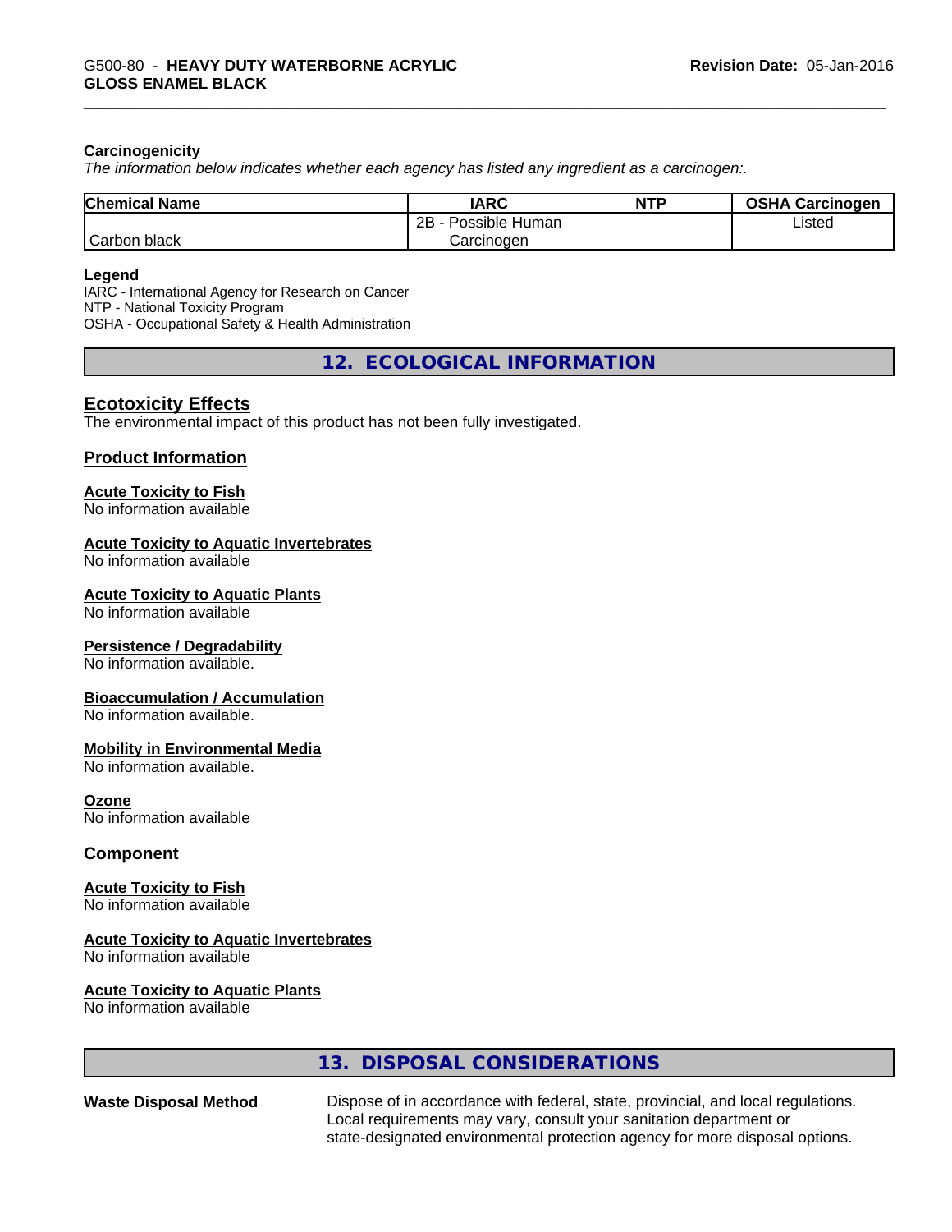### Carcinogenicity

*The information below indicates whether each agency has listed any ingredient as a carcinogen:.*

| Chemical Name | IARC | NTP | OSHA Carcinogen |
|---|---|---|---|
| Carbon black | 2B - Possible Human Carcinogen | | Listed |

**Legend**
IARC - International Agency for Research on Cancer
NTP - National Toxicity Program
OSHA - Occupational Safety & Health Administration

## 12. ECOLOGICAL INFORMATION

### Ecotoxicity Effects

The environmental impact of this product has not been fully investigated.

### Product Information

**Acute Toxicity to Fish**
No information available

**Acute Toxicity to Aquatic Invertebrates**
No information available

**Acute Toxicity to Aquatic Plants**
No information available

**Persistence / Degradability**
No information available.

**Bioaccumulation / Accumulation**
No information available.

**Mobility in Environmental Media**
No information available.

**Ozone**
No information available

### Component

**Acute Toxicity to Fish**
No information available

**Acute Toxicity to Aquatic Invertebrates**
No information available

**Acute Toxicity to Aquatic Plants**
No information available

## 13. DISPOSAL CONSIDERATIONS

**Waste Disposal Method** Dispose of in accordance with federal, state, provincial, and local regulations. Local requirements may vary, consult your sanitation department or state-designated environmental protection agency for more disposal options.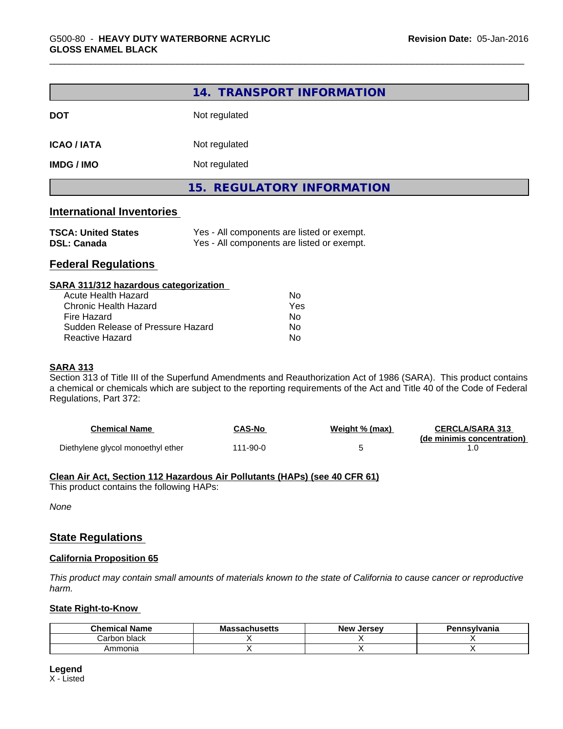## 14. TRANSPORT INFORMATION

| | |
|---|---|
| **DOT** | Not regulated |
| **ICAO / IATA** | Not regulated |
| **IMDG / IMO** | Not regulated |

## 15. REGULATORY INFORMATION

### International Inventories

| | |
|---|---|
| **TSCA: United States** | Yes - All components are listed or exempt. |
| **DSL: Canada** | Yes - All components are listed or exempt. |

### Federal Regulations

**SARA 311/312 hazardous categorization**

| | |
|---|---|
| Acute Health Hazard | No |
| Chronic Health Hazard | Yes |
| Fire Hazard | No |
| Sudden Release of Pressure Hazard | No |
| Reactive Hazard | No |

**SARA 313**

Section 313 of Title III of the Superfund Amendments and Reauthorization Act of 1986 (SARA). This product contains a chemical or chemicals which are subject to the reporting requirements of the Act and Title 40 of the Code of Federal Regulations, Part 372:

| Chemical Name | CAS-No | Weight % (max) | CERCLA/SARA 313 (de minimis concentration) |
|---|---|---|---|
| Diethylene glycol monoethyl ether | 111-90-0 | 5 | 1.0 |

**Clean Air Act, Section 112 Hazardous Air Pollutants (HAPs) (see 40 CFR 61)**

This product contains the following HAPs:

*None*

### State Regulations

**California Proposition 65**

*This product may contain small amounts of materials known to the state of California to cause cancer or reproductive harm.*

**State Right-to-Know**

| Chemical Name | Massachusetts | New Jersey | Pennsylvania |
|---|---|---|---|
| Carbon black | X | X | X |
| Ammonia | X | X | X |

**Legend**

X - Listed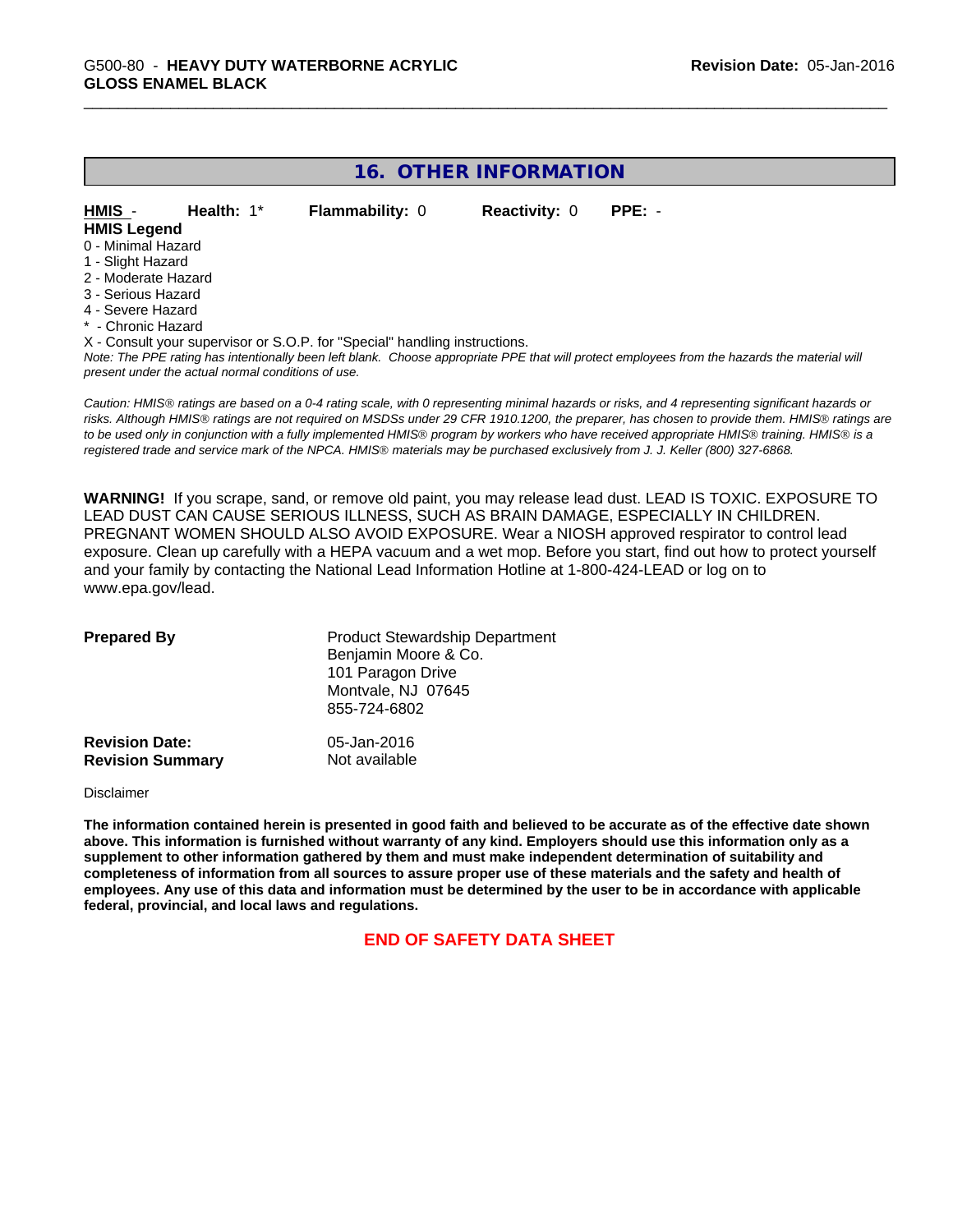## 16. OTHER INFORMATION

**HMIS** - **Health:** 1* **Flammability:** 0 **Reactivity:** 0 **PPE:** -

**HMIS Legend**

0 - Minimal Hazard
1 - Slight Hazard
2 - Moderate Hazard
3 - Serious Hazard
4 - Severe Hazard
* - Chronic Hazard
X - Consult your supervisor or S.O.P. for "Special" handling instructions.

*Note: The PPE rating has intentionally been left blank. Choose appropriate PPE that will protect employees from the hazards the material will present under the actual normal conditions of use.*

*Caution: HMIS® ratings are based on a 0-4 rating scale, with 0 representing minimal hazards or risks, and 4 representing significant hazards or risks. Although HMIS® ratings are not required on MSDSs under 29 CFR 1910.1200, the preparer, has chosen to provide them. HMIS® ratings are to be used only in conjunction with a fully implemented HMIS® program by workers who have received appropriate HMIS® training. HMIS® is a registered trade and service mark of the NPCA. HMIS® materials may be purchased exclusively from J. J. Keller (800) 327-6868.*

**WARNING!** If you scrape, sand, or remove old paint, you may release lead dust. LEAD IS TOXIC. EXPOSURE TO LEAD DUST CAN CAUSE SERIOUS ILLNESS, SUCH AS BRAIN DAMAGE, ESPECIALLY IN CHILDREN. PREGNANT WOMEN SHOULD ALSO AVOID EXPOSURE. Wear a NIOSH approved respirator to control lead exposure. Clean up carefully with a HEPA vacuum and a wet mop. Before you start, find out how to protect yourself and your family by contacting the National Lead Information Hotline at 1-800-424-LEAD or log on to www.epa.gov/lead.

| | |
|---|---|
| **Prepared By** | Product Stewardship Department<br>Benjamin Moore & Co.<br>101 Paragon Drive<br>Montvale, NJ 07645<br>855-724-6802 |
| **Revision Date:** | 05-Jan-2016 |
| **Revision Summary** | Not available |

Disclaimer

**The information contained herein is presented in good faith and believed to be accurate as of the effective date shown above. This information is furnished without warranty of any kind. Employers should use this information only as a supplement to other information gathered by them and must make independent determination of suitability and completeness of information from all sources to assure proper use of these materials and the safety and health of employees. Any use of this data and information must be determined by the user to be in accordance with applicable federal, provincial, and local laws and regulations.**

**END OF SAFETY DATA SHEET**